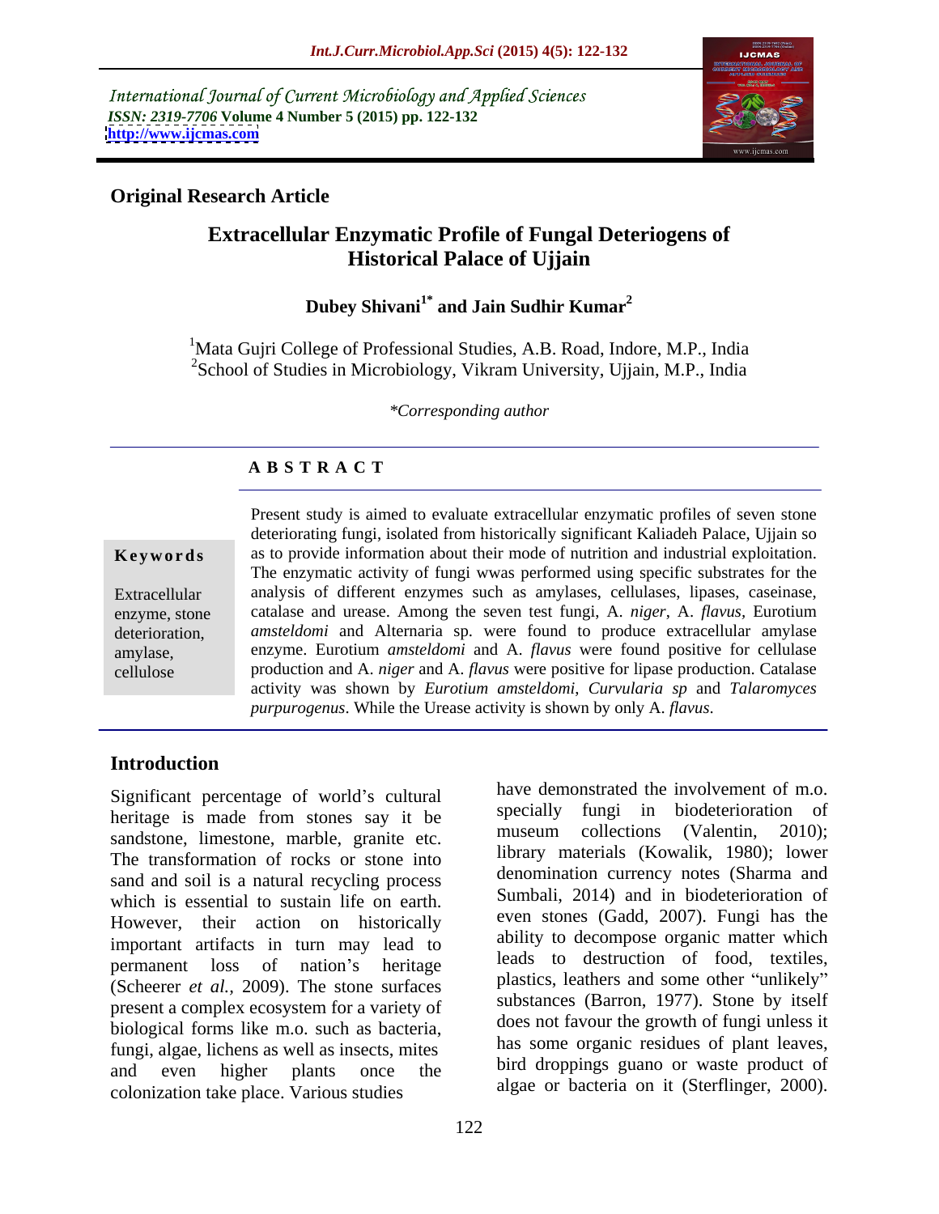International Journal of Current Microbiology and Applied Sciences
*ISSN: 2319-7706* **Volume 4 Number 5 (2015) pp. 122-132**
**http://www.ijcmas.com**

**Original Research Article**

# Extracellular Enzymatic Profile of Fungal Deteriogens of Historical Palace of Ujjain

**Dubey Shivani[1*] and Jain Sudhir Kumar[2]**

[1]Mata Gujri College of Professional Studies, A.B. Road, Indore, M.P., India
[2]School of Studies in Microbiology, Vikram University, Ujjain, M.P., India

*\*Corresponding author*

## A B S T R A C T

**Keywords**

Extracellular enzyme, stone deterioration, amylase, cellulose

Present study is aimed to evaluate extracellular enzymatic profiles of seven stone deteriorating fungi, isolated from historically significant Kaliadeh Palace, Ujjain so as to provide information about their mode of nutrition and industrial exploitation. The enzymatic activity of fungi wwas performed using specific substrates for the analysis of different enzymes such as amylases, cellulases, lipases, caseinase, catalase and urease. Among the seven test fungi, A. *niger*, A. *flavus,* Eurotium *amsteldomi* and Alternaria sp. were found to produce extracellular amylase enzyme. Eurotium *amsteldomi* and A. *flavus* were found positive for cellulase production and A. *niger* and A. *flavus* were positive for lipase production. Catalase activity was shown by *Eurotium amsteldomi*, *Curvularia sp* and *Talaromyces purpurogenus*. While the Urease activity is shown by only A. *flavus*.

## Introduction

Significant percentage of world's cultural heritage is made from stones say it be sandstone, limestone, marble, granite etc. The transformation of rocks or stone into sand and soil is a natural recycling process which is essential to sustain life on earth. However, their action on historically important artifacts in turn may lead to permanent loss of nation's heritage (Scheerer *et al.,* 2009). The stone surfaces present a complex ecosystem for a variety of biological forms like m.o. such as bacteria, fungi, algae, lichens as well as insects, mites and even higher plants once the colonization take place. Various studies have demonstrated the involvement of m.o. specially fungi in biodeterioration of museum collections (Valentin, 2010); library materials (Kowalik, 1980); lower denomination currency notes (Sharma and Sumbali, 2014) and in biodeterioration of even stones (Gadd, 2007). Fungi has the ability to decompose organic matter which leads to destruction of food, textiles, plastics, leathers and some other "unlikely" substances (Barron, 1977). Stone by itself does not favour the growth of fungi unless it has some organic residues of plant leaves, bird droppings guano or waste product of algae or bacteria on it (Sterflinger, 2000).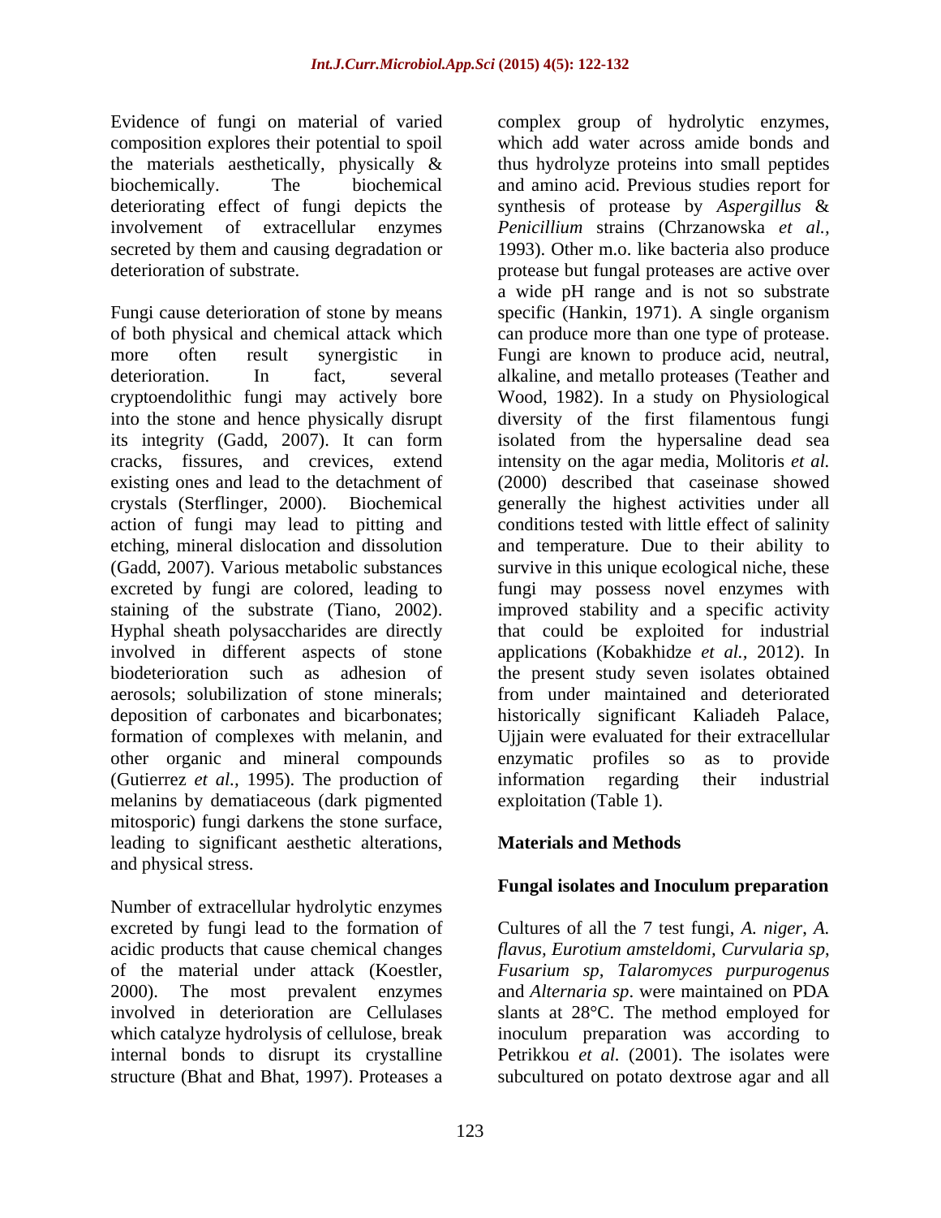Evidence of fungi on material of varied composition explores their potential to spoil the materials aesthetically, physically & biochemically. The biochemical deteriorating effect of fungi depicts the involvement of extracellular enzymes secreted by them and causing degradation or deterioration of substrate.

Fungi cause deterioration of stone by means of both physical and chemical attack which more often result synergistic in deterioration. In fact, several cryptoendolithic fungi may actively bore into the stone and hence physically disrupt its integrity (Gadd, 2007). It can form cracks, fissures, and crevices, extend existing ones and lead to the detachment of crystals (Sterflinger, 2000). Biochemical action of fungi may lead to pitting and etching, mineral dislocation and dissolution (Gadd, 2007). Various metabolic substances excreted by fungi are colored, leading to staining of the substrate (Tiano, 2002). Hyphal sheath polysaccharides are directly involved in different aspects of stone biodeterioration such as adhesion of aerosols; solubilization of stone minerals; deposition of carbonates and bicarbonates; formation of complexes with melanin, and other organic and mineral compounds (Gutierrez *et al.*, 1995). The production of melanins by dematiaceous (dark pigmented mitosporic) fungi darkens the stone surface, leading to significant aesthetic alterations, and physical stress.

Number of extracellular hydrolytic enzymes excreted by fungi lead to the formation of acidic products that cause chemical changes of the material under attack (Koestler, 2000). The most prevalent enzymes involved in deterioration are Cellulases which catalyze hydrolysis of cellulose, break internal bonds to disrupt its crystalline structure (Bhat and Bhat, 1997). Proteases a complex group of hydrolytic enzymes, which add water across amide bonds and thus hydrolyze proteins into small peptides and amino acid. Previous studies report for synthesis of protease by *Aspergillus* & *Penicillium* strains (Chrzanowska *et al.*, 1993). Other m.o. like bacteria also produce protease but fungal proteases are active over a wide pH range and is not so substrate specific (Hankin, 1971). A single organism can produce more than one type of protease. Fungi are known to produce acid, neutral, alkaline, and metallo proteases (Teather and Wood, 1982). In a study on Physiological diversity of the first filamentous fungi isolated from the hypersaline dead sea intensity on the agar media, Molitoris *et al.* (2000) described that caseinase showed generally the highest activities under all conditions tested with little effect of salinity and temperature. Due to their ability to survive in this unique ecological niche, these fungi may possess novel enzymes with improved stability and a specific activity that could be exploited for industrial applications (Kobakhidze *et al.*, 2012). In the present study seven isolates obtained from under maintained and deteriorated historically significant Kaliadeh Palace, Ujjain were evaluated for their extracellular enzymatic profiles so as to provide information regarding their industrial exploitation (Table 1).

## Materials and Methods

### Fungal isolates and Inoculum preparation

Cultures of all the 7 test fungi, *A. niger*, *A. flavus*, *Eurotium amsteldomi*, *Curvularia sp*, *Fusarium sp*, *Talaromyces purpurogenus* and *Alternaria sp*. were maintained on PDA slants at 28°C. The method employed for inoculum preparation was according to Petrikkou *et al.* (2001). The isolates were subcultured on potato dextrose agar and all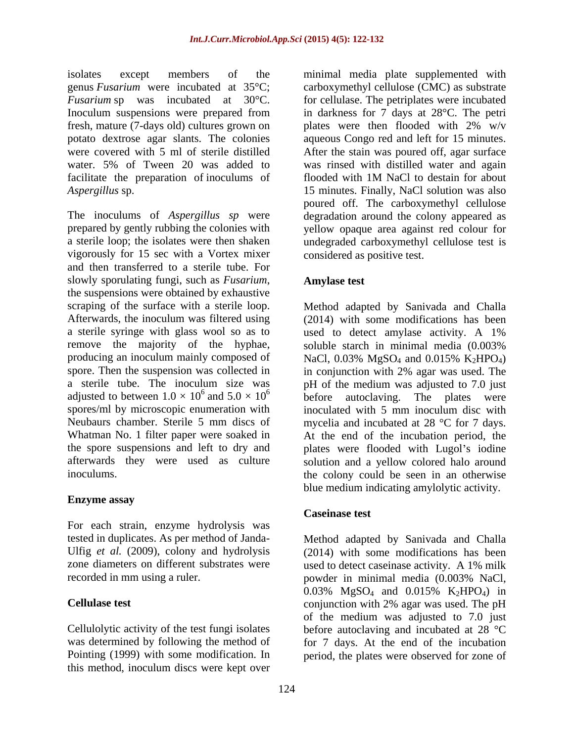isolates except members of the genus *Fusarium* were incubated at 35°C; *Fusarium* sp was incubated at 30°C. Inoculum suspensions were prepared from fresh, mature (7-days old) cultures grown on potato dextrose agar slants. The colonies were covered with 5 ml of sterile distilled water. 5% of Tween 20 was added to facilitate the preparation of inoculums of *Aspergillus* sp.

The inoculums of *Aspergillus sp* were prepared by gently rubbing the colonies with a sterile loop; the isolates were then shaken vigorously for 15 sec with a Vortex mixer and then transferred to a sterile tube. For slowly sporulating fungi, such as *Fusarium*, the suspensions were obtained by exhaustive scraping of the surface with a sterile loop. Afterwards, the inoculum was filtered using a sterile syringe with glass wool so as to remove the majority of the hyphae, producing an inoculum mainly composed of spore. Then the suspension was collected in a sterile tube. The inoculum size was adjusted to between $1.0 \times 10^6$ and $5.0 \times 10^6$ spores/ml by microscopic enumeration with Neubaurs chamber. Sterile 5 mm discs of Whatman No. 1 filter paper were soaked in the spore suspensions and left to dry and afterwards they were used as culture inoculums.

## Enzyme assay

For each strain, enzyme hydrolysis was tested in duplicates. As per method of Janda-Ulfig *et al.* (2009), colony and hydrolysis zone diameters on different substrates were recorded in mm using a ruler.

## Cellulase test

Cellulolytic activity of the test fungi isolates was determined by following the method of Pointing (1999) with some modification. In this method, inoculum discs were kept over minimal media plate supplemented with carboxymethyl cellulose (CMC) as substrate for cellulase. The petriplates were incubated in darkness for 7 days at 28°C. The petri plates were then flooded with 2% w/v aqueous Congo red and left for 15 minutes. After the stain was poured off, agar surface was rinsed with distilled water and again flooded with 1M NaCl to destain for about 15 minutes. Finally, NaCl solution was also poured off. The carboxymethyl cellulose degradation around the colony appeared as yellow opaque area against red colour for undegraded carboxymethyl cellulose test is considered as positive test.

## Amylase test

Method adapted by Sanivada and Challa (2014) with some modifications has been used to detect amylase activity. A 1% soluble starch in minimal media (0.003% NaCl, 0.03% $MgSO_4$ and 0.015% $K_2HPO_4$) in conjunction with 2% agar was used. The pH of the medium was adjusted to 7.0 just before autoclaving. The plates were inoculated with 5 mm inoculum disc with mycelia and incubated at 28 °C for 7 days. At the end of the incubation period, the plates were flooded with Lugol's iodine solution and a yellow colored halo around the colony could be seen in an otherwise blue medium indicating amylolytic activity.

## Caseinase test

Method adapted by Sanivada and Challa (2014) with some modifications has been used to detect caseinase activity. A 1% milk powder in minimal media (0.003% NaCl, 0.03% $MgSO_4$ and 0.015% $K_2HPO_4$) in conjunction with 2% agar was used. The pH of the medium was adjusted to 7.0 just before autoclaving and incubated at 28 °C for 7 days. At the end of the incubation period, the plates were observed for zone of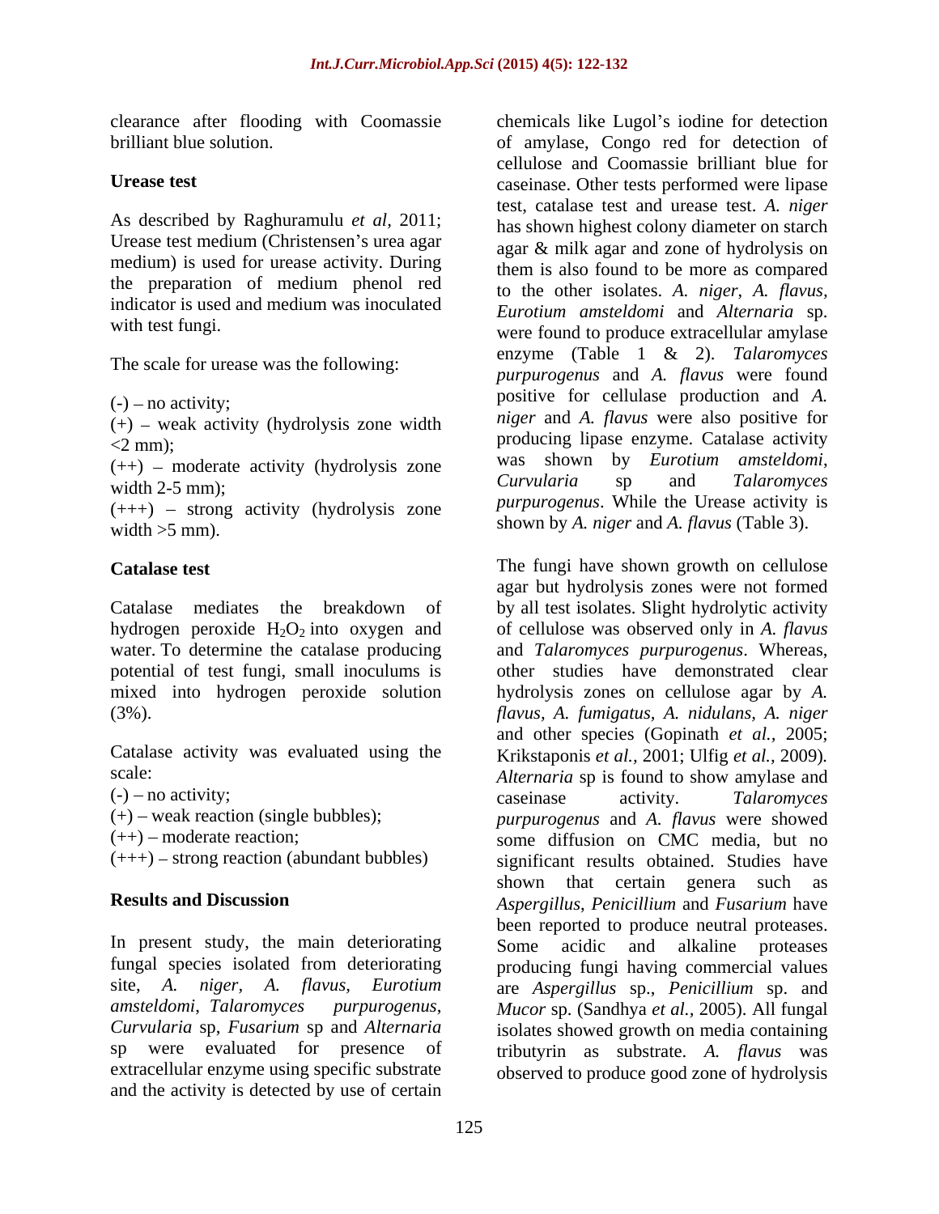clearance after flooding with Coomassie brilliant blue solution.

### Urease test

As described by Raghuramulu *et al*, 2011; Urease test medium (Christensen's urea agar medium) is used for urease activity. During the preparation of medium phenol red indicator is used and medium was inoculated with test fungi.

The scale for urease was the following:

(-) – no activity;
(+) – weak activity (hydrolysis zone width <2 mm);
(++) – moderate activity (hydrolysis zone width 2-5 mm);
(+++) – strong activity (hydrolysis zone width >5 mm).

### Catalase test

Catalase mediates the breakdown of hydrogen peroxide $H_2O_2$ into oxygen and water. To determine the catalase producing potential of test fungi, small inoculums is mixed into hydrogen peroxide solution (3%).

Catalase activity was evaluated using the scale:

(-) – no activity;
(+) – weak reaction (single bubbles);
(++) – moderate reaction;
(+++) – strong reaction (abundant bubbles)

## Results and Discussion

In present study, the main deteriorating fungal species isolated from deteriorating site, *A. niger*, *A. flavus*, *Eurotium amsteldomi*, *Talaromyces purpurogenus*, *Curvularia* sp, *Fusarium* sp and *Alternaria* sp were evaluated for presence of extracellular enzyme using specific substrate and the activity is detected by use of certain chemicals like Lugol's iodine for detection of amylase, Congo red for detection of cellulose and Coomassie brilliant blue for caseinase. Other tests performed were lipase test, catalase test and urease test. *A. niger* has shown highest colony diameter on starch agar & milk agar and zone of hydrolysis on them is also found to be more as compared to the other isolates. *A. niger*, *A. flavus*, *Eurotium amsteldomi* and *Alternaria* sp. were found to produce extracellular amylase enzyme (Table 1 & 2). *Talaromyces purpurogenus* and *A. flavus* were found positive for cellulase production and *A. niger* and *A. flavus* were also positive for producing lipase enzyme. Catalase activity was shown by *Eurotium amsteldomi*, *Curvularia* sp and *Talaromyces purpurogenus*. While the Urease activity is shown by *A. niger* and *A. flavus* (Table 3).

The fungi have shown growth on cellulose agar but hydrolysis zones were not formed by all test isolates. Slight hydrolytic activity of cellulose was observed only in *A. flavus* and *Talaromyces purpurogenus*. Whereas, other studies have demonstrated clear hydrolysis zones on cellulose agar by *A. flavus, A. fumigatus, A. nidulans, A. niger* and other species (Gopinath *et al.,* 2005; Krikstaponis *et al.,* 2001; Ulfig *et al.,* 2009). *Alternaria* sp is found to show amylase and caseinase activity. *Talaromyces purpurogenus* and *A. flavus* were showed some diffusion on CMC media, but no significant results obtained. Studies have shown that certain genera such as *Aspergillus*, *Penicillium* and *Fusarium* have been reported to produce neutral proteases. Some acidic and alkaline proteases producing fungi having commercial values are *Aspergillus* sp., *Penicillium* sp. and *Mucor* sp. (Sandhya *et al.,* 2005). All fungal isolates showed growth on media containing tributyrin as substrate. *A. flavus* was observed to produce good zone of hydrolysis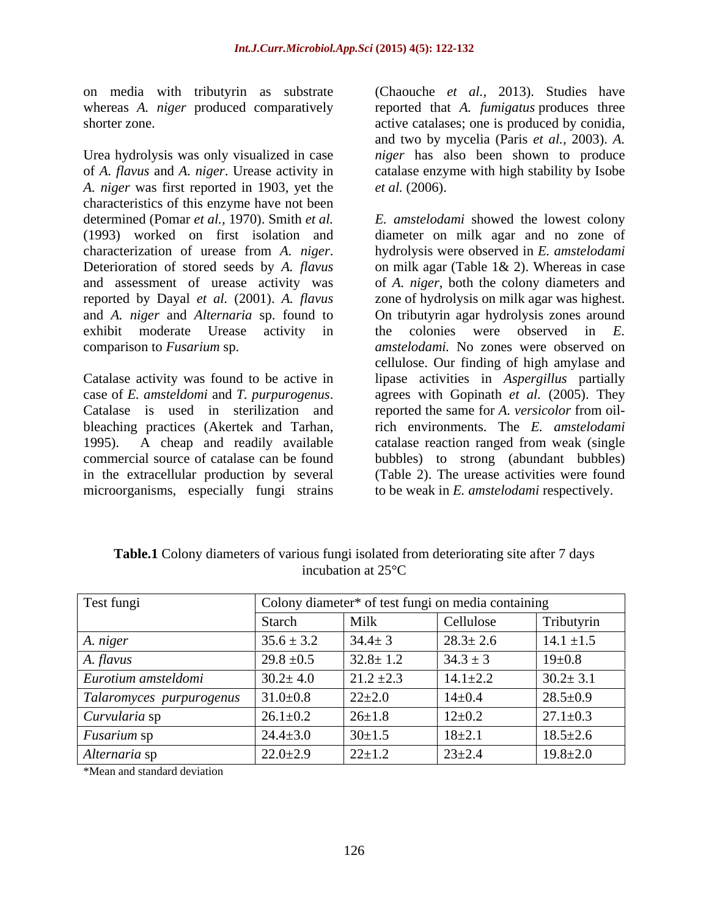on media with tributyrin as substrate whereas *A. niger* produced comparatively shorter zone.

Urea hydrolysis was only visualized in case of *A. flavus* and *A. niger*. Urease activity in *A. niger* was first reported in 1903, yet the characteristics of this enzyme have not been determined (Pomar *et al.*, 1970). Smith *et al.* (1993) worked on first isolation and characterization of urease from *A. niger*. Deterioration of stored seeds by *A. flavus* and assessment of urease activity was reported by Dayal *et al.* (2001). *A. flavus* and *A. niger* and *Alternaria* sp. found to exhibit moderate Urease activity in comparison to *Fusarium* sp.

Catalase activity was found to be active in case of *E. amsteldomi* and *T. purpurogenus*. Catalase is used in sterilization and bleaching practices (Akertek and Tarhan, 1995). A cheap and readily available commercial source of catalase can be found in the extracellular production by several microorganisms, especially fungi strains (Chaouche *et al.*, 2013). Studies have reported that *A. fumigatus* produces three active catalases; one is produced by conidia, and two by mycelia (Paris *et al.*, 2003). *A. niger* has also been shown to produce catalase enzyme with high stability by Isobe *et al.* (2006).

*E. amstelodami* showed the lowest colony diameter on milk agar and no zone of hydrolysis were observed in *E. amstelodami* on milk agar (Table 1& 2). Whereas in case of *A. niger*, both the colony diameters and zone of hydrolysis on milk agar was highest. On tributyrin agar hydrolysis zones around the colonies were observed in *E. amstelodami.* No zones were observed on cellulose. Our finding of high amylase and lipase activities in *Aspergillus* partially agrees with Gopinath *et al.* (2005). They reported the same for *A. versicolor* from oil-rich environments. The *E. amstelodami* catalase reaction ranged from weak (single bubbles) to strong (abundant bubbles) (Table 2). The urease activities were found to be weak in *E. amstelodami* respectively.

**Table.1** Colony diameters of various fungi isolated from deteriorating site after 7 days incubation at 25°C

| Test fungi | Colony diameter* of test fungi on media containing | | | |
|---|---|---|---|---|
| | Starch | Milk | Cellulose | Tributyrin |
| *A. niger* | 35.6 ± 3.2 | 34.4± 3 | 28.3± 2.6 | 14.1 ±1.5 |
| *A. flavus* | 29.8 ±0.5 | 32.8± 1.2 | 34.3 ± 3 | 19±0.8 |
| *Eurotium amsteldomi* | 30.2± 4.0 | 21.2 ±2.3 | 14.1±2.2 | 30.2± 3.1 |
| *Talaromyces purpurogenus* | 31.0±0.8 | 22±2.0 | 14±0.4 | 28.5±0.9 |
| *Curvularia* sp | 26.1±0.2 | 26±1.8 | 12±0.2 | 27.1±0.3 |
| *Fusarium* sp | 24.4±3.0 | 30±1.5 | 18±2.1 | 18.5±2.6 |
| *Alternaria* sp | 22.0±2.9 | 22±1.2 | 23±2.4 | 19.8±2.0 |

*Mean and standard deviation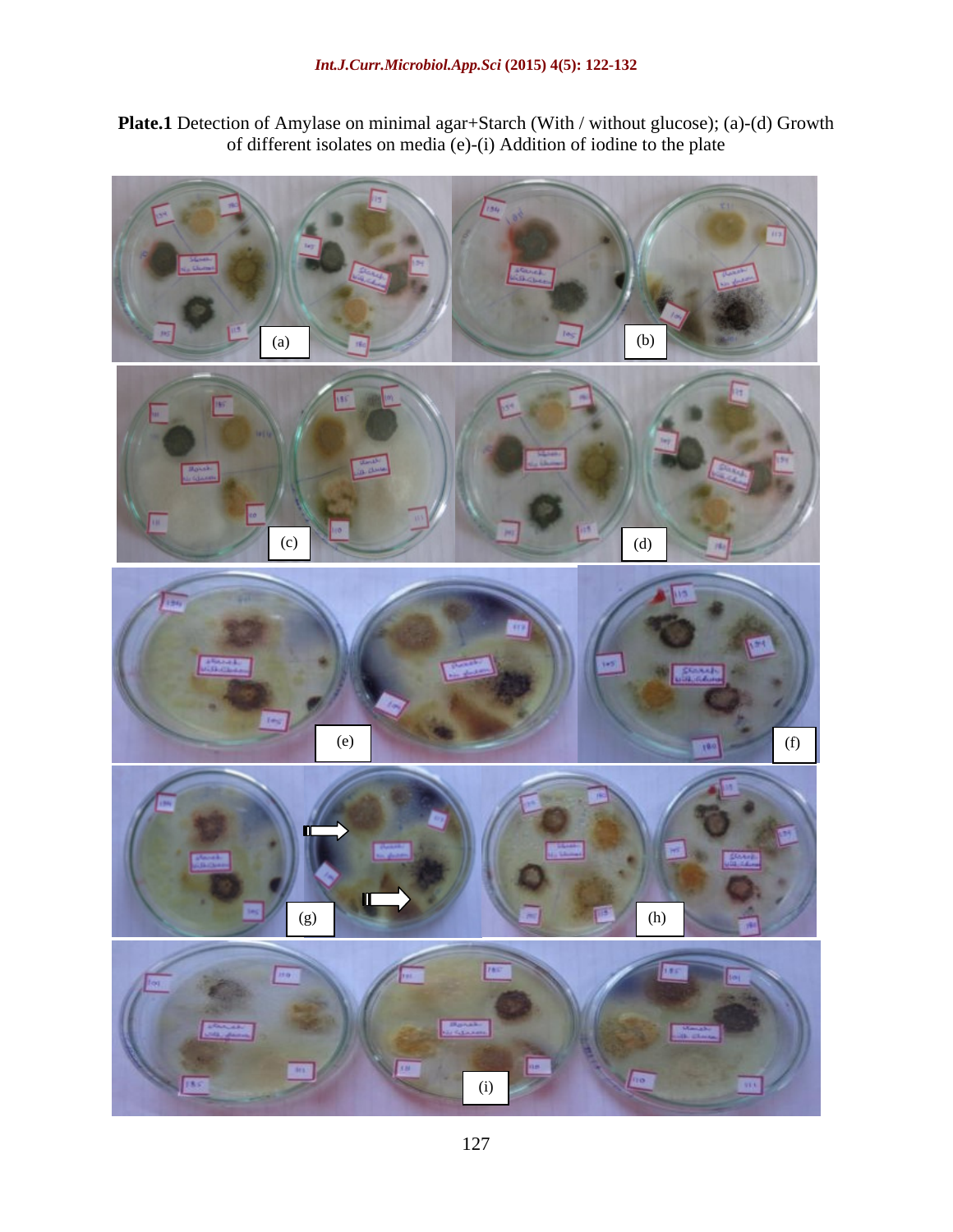**Plate.1** Detection of Amylase on minimal agar+Starch (With / without glucose); (a)-(d) Growth of different isolates on media (e)-(i) Addition of iodine to the plate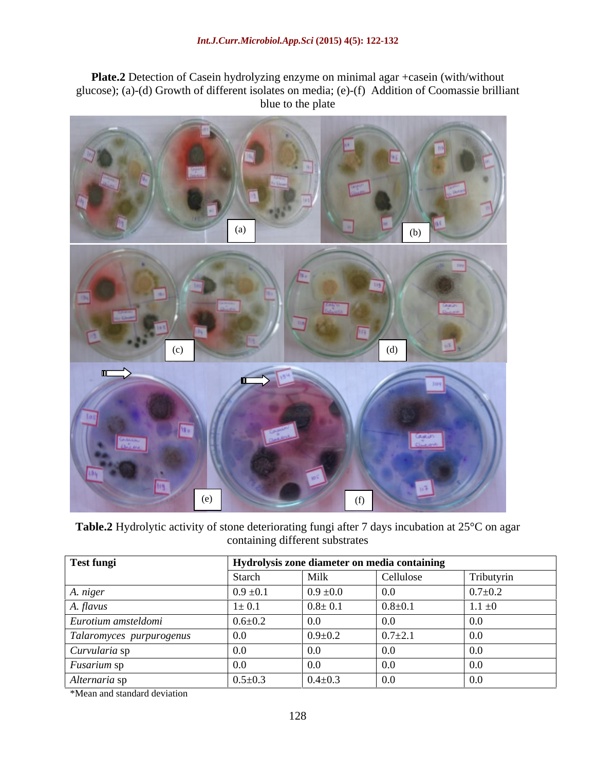**Plate.2** Detection of Casein hydrolyzing enzyme on minimal agar +casein (with/without glucose); (a)-(d) Growth of different isolates on media; (e)-(f) Addition of Coomassie brilliant blue to the plate

**Table.2** Hydrolytic activity of stone deteriorating fungi after 7 days incubation at 25°C on agar containing different substrates

| Test fungi | Hydrolysis zone diameter on media containing | | | |
|---|---|---|---|---|
| | Starch | Milk | Cellulose | Tributyrin |
| *A. niger* | 0.9 ±0.1 | 0.9 ±0.0 | 0.0 | 0.7±0.2 |
| *A. flavus* | 1± 0.1 | 0.8± 0.1 | 0.8±0.1 | 1.1 ±0 |
| *Eurotium amsteldomi* | 0.6±0.2 | 0.0 | 0.0 | 0.0 |
| *Talaromyces purpurogenus* | 0.0 | 0.9±0.2 | 0.7±2.1 | 0.0 |
| *Curvularia* sp | 0.0 | 0.0 | 0.0 | 0.0 |
| *Fusarium* sp | 0.0 | 0.0 | 0.0 | 0.0 |
| *Alternaria* sp | 0.5±0.3 | 0.4±0.3 | 0.0 | 0.0 |

*Mean and standard deviation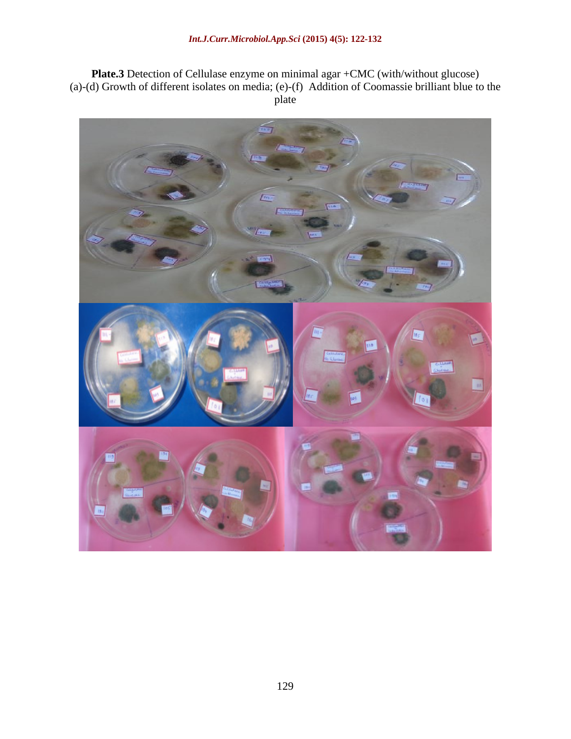**Plate.3** Detection of Cellulase enzyme on minimal agar +CMC (with/without glucose) (a)-(d) Growth of different isolates on media; (e)-(f) Addition of Coomassie brilliant blue to the plate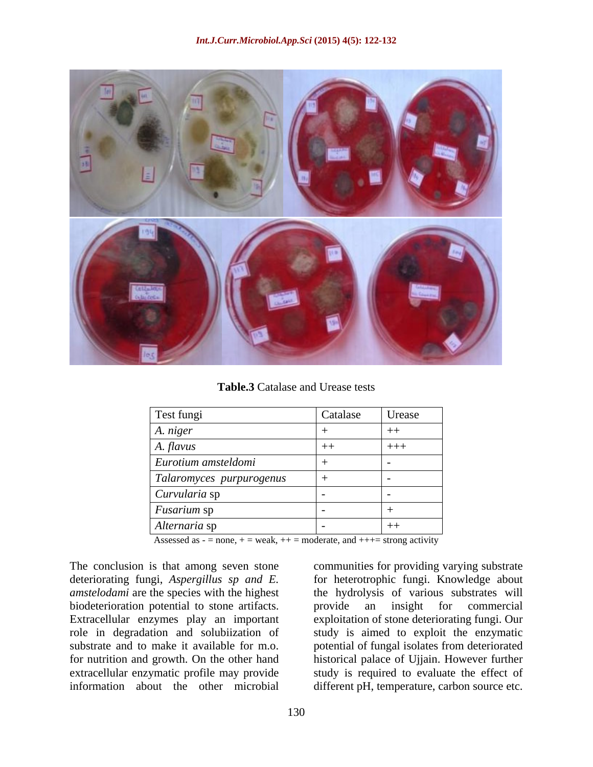**Table.3** Catalase and Urease tests

| Test fungi | Catalase | Urease |
|---|---|---|
| *A. niger* | + | ++ |
| *A. flavus* | ++ | +++ |
| *Eurotium amsteldomi* | + | - |
| *Talaromyces purpurogenus* | + | - |
| *Curvularia* sp | - | - |
| *Fusarium* sp | - | + |
| *Alternaria* sp | - | ++ |

Assessed as - = none, + = weak, ++ = moderate, and +++= strong activity

The conclusion is that among seven stone deteriorating fungi, *Aspergillus sp and E. amstelodami* are the species with the highest biodeterioration potential to stone artifacts. Extracellular enzymes play an important role in degradation and solubiization of substrate and to make it available for m.o. for nutrition and growth. On the other hand extracellular enzymatic profile may provide information about the other microbial communities for providing varying substrate for heterotrophic fungi. Knowledge about the hydrolysis of various substrates will provide an insight for commercial exploitation of stone deteriorating fungi. Our study is aimed to exploit the enzymatic potential of fungal isolates from deteriorated historical palace of Ujjain. However further study is required to evaluate the effect of different pH, temperature, carbon source etc.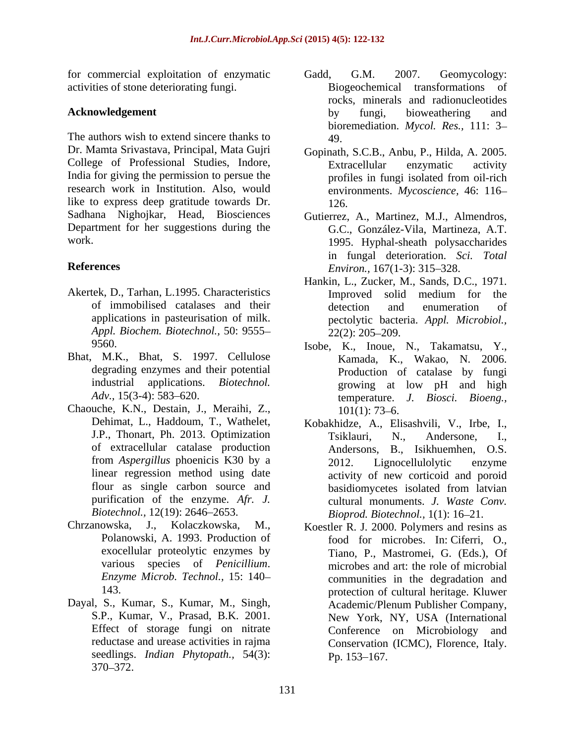for commercial exploitation of enzymatic activities of stone deteriorating fungi.

## Acknowledgement

The authors wish to extend sincere thanks to Dr. Mamta Srivastava, Principal, Mata Gujri College of Professional Studies, Indore, India for giving the permission to persue the research work in Institution. Also, would like to express deep gratitude towards Dr. Sadhana Nighojkar, Head, Biosciences Department for her suggestions during the work.

## References

Akertek, D., Tarhan, L.1995. Characteristics of immobilised catalases and their applications in pasteurisation of milk. *Appl. Biochem. Biotechnol.,* 50: 9555–9560.

Bhat, M.K., Bhat, S. 1997. Cellulose degrading enzymes and their potential industrial applications. *Biotechnol. Adv.,* 15(3-4): 583–620.

Chaouche, K.N., Destain, J., Meraihi, Z., Dehimat, L., Haddoum, T., Wathelet, J.P., Thonart, Ph. 2013. Optimization of extracellular catalase production from *Aspergillus* phoenicis K30 by a linear regression method using date flour as single carbon source and purification of the enzyme. *Afr. J. Biotechnol.,* 12(19): 2646–2653.

Chrzanowska, J., Kolaczkowska, M., Polanowski, A. 1993. Production of exocellular proteolytic enzymes by various species of *Penicillium*. *Enzyme Microb. Technol.,* 15: 140–143.

Dayal, S., Kumar, S., Kumar, M., Singh, S.P., Kumar, V., Prasad, B.K. 2001. Effect of storage fungi on nitrate reductase and urease activities in rajma seedlings. *Indian Phytopath.,* 54(3): 370–372.

Gadd, G.M. 2007. Geomycology: Biogeochemical transformations of rocks, minerals and radionucleotides by fungi, bioweathering and bioremediation. *Mycol. Res.,* 111: 3–49.

Gopinath, S.C.B., Anbu, P., Hilda, A. 2005. Extracellular enzymatic activity profiles in fungi isolated from oil-rich environments. *Mycoscience,* 46: 116–126.

Gutierrez, A., Martinez, M.J., Almendros, G.C., González-Vila, Martineza, A.T. 1995. Hyphal-sheath polysaccharides in fungal deterioration. *Sci. Total Environ.,* 167(1-3): 315–328.

Hankin, L., Zucker, M., Sands, D.C., 1971. Improved solid medium for the detection and enumeration of pectolytic bacteria. *Appl. Microbiol.,* 22(2): 205–209.

Isobe, K., Inoue, N., Takamatsu, Y., Kamada, K., Wakao, N. 2006. Production of catalase by fungi growing at low pH and high temperature. *J. Biosci. Bioeng.,* 101(1): 73–6.

Kobakhidze, A., Elisashvili, V., Irbe, I., Tsiklauri, N., Andersone, I., Andersons, B., Isikhuemhen, O.S. 2012. Lignocellulolytic enzyme activity of new corticoid and poroid basidiomycetes isolated from latvian cultural monuments. *J. Waste Conv. Bioprod. Biotechnol.,* 1(1): 16–21.

Koestler R. J. 2000. Polymers and resins as food for microbes. In: Ciferri, O., Tiano, P., Mastromei, G. (Eds.), Of microbes and art: the role of microbial communities in the degradation and protection of cultural heritage. Kluwer Academic/Plenum Publisher Company, New York, NY, USA (International Conference on Microbiology and Conservation (ICMC), Florence, Italy. Pp. 153–167.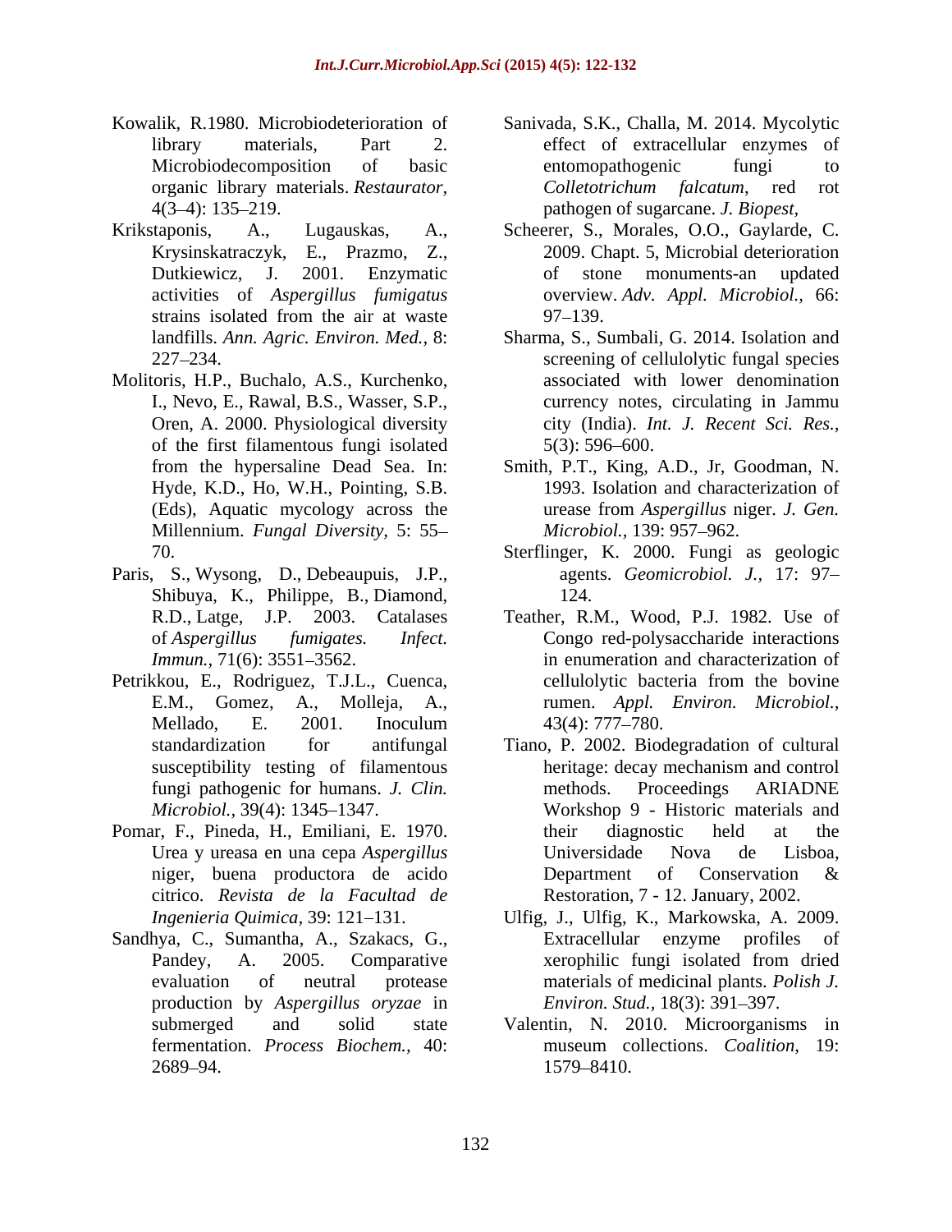Kowalik, R.1980. Microbiodeterioration of library materials, Part 2. Microbiodecomposition of basic organic library materials. *Restaurator,* 4(3–4): 135–219.

Krikstaponis, A., Lugauskas, A., Krysinskatraczyk, E., Prazmo, Z., Dutkiewicz, J. 2001. Enzymatic activities of *Aspergillus fumigatus* strains isolated from the air at waste landfills. *Ann. Agric. Environ. Med.,* 8: 227–234.

Molitoris, H.P., Buchalo, A.S., Kurchenko, I., Nevo, E., Rawal, B.S., Wasser, S.P., Oren, A. 2000. Physiological diversity of the first filamentous fungi isolated from the hypersaline Dead Sea. In: Hyde, K.D., Ho, W.H., Pointing, S.B. (Eds), Aquatic mycology across the Millennium. *Fungal Diversity,* 5: 55–70.

Paris, S., Wysong, D., Debeaupuis, J.P., Shibuya, K., Philippe, B., Diamond, R.D., Latge, J.P. 2003. Catalases of *Aspergillus fumigates. Infect. Immun.,* 71(6): 3551–3562.

Petrikkou, E., Rodriguez, T.J.L., Cuenca, E.M., Gomez, A., Molleja, A., Mellado, E. 2001. Inoculum standardization for antifungal susceptibility testing of filamentous fungi pathogenic for humans. *J. Clin. Microbiol.,* 39(4): 1345–1347.

Pomar, F., Pineda, H., Emiliani, E. 1970. Urea y ureasa en una cepa *Aspergillus* niger, buena productora de acido citrico. *Revista de la Facultad de Ingenieria Quimica,* 39: 121–131.

Sandhya, C., Sumantha, A., Szakacs, G., Pandey, A. 2005. Comparative evaluation of neutral protease production by *Aspergillus oryzae* in submerged and solid state fermentation. *Process Biochem.,* 40: 2689–94.

Sanivada, S.K., Challa, M. 2014. Mycolytic effect of extracellular enzymes of entomopathogenic fungi to *Colletotrichum falcatum*, red rot pathogen of sugarcane. *J. Biopest*,

Scheerer, S., Morales, O.O., Gaylarde, C. 2009. Chapt. 5, Microbial deterioration of stone monuments-an updated overview. *Adv. Appl. Microbiol.,* 66: 97–139.

Sharma, S., Sumbali, G. 2014. Isolation and screening of cellulolytic fungal species associated with lower denomination currency notes, circulating in Jammu city (India). *Int. J. Recent Sci. Res.,* 5(3): 596–600.

Smith, P.T., King, A.D., Jr, Goodman, N. 1993. Isolation and characterization of urease from *Aspergillus* niger. *J. Gen. Microbiol.,* 139: 957–962.

Sterflinger, K. 2000. Fungi as geologic agents. *Geomicrobiol. J.,* 17: 97–124.

Teather, R.M., Wood, P.J. 1982. Use of Congo red-polysaccharide interactions in enumeration and characterization of cellulolytic bacteria from the bovine rumen. *Appl. Environ. Microbiol.,* 43(4): 777–780.

Tiano, P. 2002. Biodegradation of cultural heritage: decay mechanism and control methods. Proceedings ARIADNE Workshop 9 - Historic materials and their diagnostic held at the Universidade Nova de Lisboa, Department of Conservation & Restoration, 7 - 12. January, 2002.

Ulfig, J., Ulfig, K., Markowska, A. 2009. Extracellular enzyme profiles of xerophilic fungi isolated from dried materials of medicinal plants. *Polish J. Environ. Stud.,* 18(3): 391–397.

Valentin, N. 2010. Microorganisms in museum collections. *Coalition,* 19: 1579–8410.